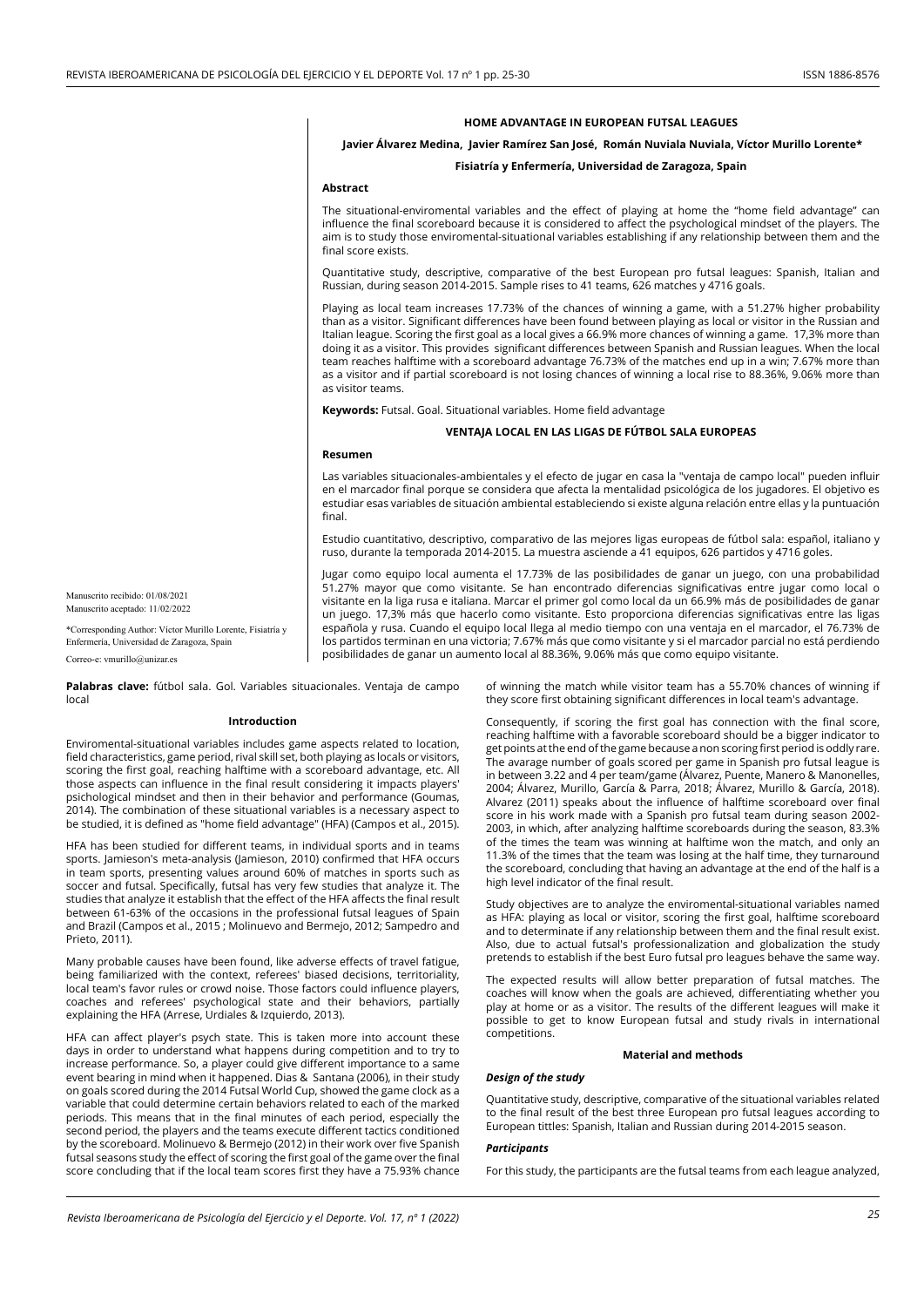# HOME ADVANTAGE IN EUROPEAN FUTSAL LEAGUES

**Javier Álvarez Medina, Javier Ramírez San José, Román Nuviala Nuviala, Víctor Murillo Lorente***

**Fisiatría y Enfermería, Universidad de Zaragoza, Spain**

### Abstract

The situational-enviromental variables and the effect of playing at home the "home field advantage" can influence the final scoreboard because it is considered to affect the psychological mindset of the players. The aim is to study those enviromental-situational variables establishing if any relationship between them and the final score exists.

Quantitative study, descriptive, comparative of the best European pro futsal leagues: Spanish, Italian and Russian, during season 2014-2015. Sample rises to 41 teams, 626 matches y 4716 goals.

Playing as local team increases 17.73% of the chances of winning a game, with a 51.27% higher probability than as a visitor. Significant differences have been found between playing as local or visitor in the Russian and Italian league. Scoring the first goal as a local gives a 66.9% more chances of winning a game. 17,3% more than doing it as a visitor. This provides significant differences between Spanish and Russian leagues. When the local team reaches halftime with a scoreboard advantage 76.73% of the matches end up in a win; 7.67% more than as a visitor and if partial scoreboard is not losing chances of winning a local rise to 88.36%, 9.06% more than as visitor teams.

**Keywords:** Futsal. Goal. Situational variables. Home field advantage

# VENTAJA LOCAL EN LAS LIGAS DE FÚTBOL SALA EUROPEAS

### Resumen

Las variables situacionales-ambientales y el efecto de jugar en casa la "ventaja de campo local" pueden influir en el marcador final porque se considera que afecta la mentalidad psicológica de los jugadores. El objetivo es estudiar esas variables de situación ambiental estableciendo si existe alguna relación entre ellas y la puntuación final.

Estudio cuantitativo, descriptivo, comparativo de las mejores ligas europeas de fútbol sala: español, italiano y ruso, durante la temporada 2014-2015. La muestra asciende a 41 equipos, 626 partidos y 4716 goles.

Jugar como equipo local aumenta el 17.73% de las posibilidades de ganar un juego, con una probabilidad 51.27% mayor que como visitante. Se han encontrado diferencias significativas entre jugar como local o visitante en la liga rusa e italiana. Marcar el primer gol como local da un 66.9% más de posibilidades de ganar un juego. 17,3% más que hacerlo como visitante. Esto proporciona diferencias significativas entre las ligas española y rusa. Cuando el equipo local llega al medio tiempo con una ventaja en el marcador, el 76.73% de los partidos terminan en una victoria; 7.67% más que como visitante y si el marcador parcial no está perdiendo posibilidades de ganar un aumento local al 88.36%, 9.06% más que como equipo visitante.

**Palabras clave:** fútbol sala. Gol. Variables situacionales. Ventaja de campo local

Manuscrito recibido: 01/08/2021
Manuscrito aceptado: 11/02/2022

*Corresponding Author: Víctor Murillo Lorente, Fisiatría y Enfermería, Universidad de Zaragoza, Spain

Correo-e: vmurillo@unizar.es

## Introduction

Enviromental-situational variables includes game aspects related to location, field characteristics, game period, rival skill set, both playing as locals or visitors, scoring the first goal, reaching halftime with a scoreboard advantage, etc. All those aspects can influence in the final result considering it impacts players' psichological mindset and then in their behavior and performance (Goumas, 2014). The combination of these situational variables is a necessary aspect to be studied, it is defined as "home field advantage" (HFA) (Campos et al., 2015).

HFA has been studied for different teams, in individual sports and in teams sports. Jamieson's meta-analysis (Jamieson, 2010) confirmed that HFA occurs in team sports, presenting values around 60% of matches in sports such as soccer and futsal. Specifically, futsal has very few studies that analyze it. The studies that analyze it establish that the effect of the HFA affects the final result between 61-63% of the occasions in the professional futsal leagues of Spain and Brazil (Campos et al., 2015 ; Molinuevo and Bermejo, 2012; Sampedro and Prieto, 2011).

Many probable causes have been found, like adverse effects of travel fatigue, being familiarized with the context, referees' biased decisions, territoriality, local team's favor rules or crowd noise. Those factors could influence players, coaches and referees' psychological state and their behaviors, partially explaining the HFA (Arrese, Urdiales & Izquierdo, 2013).

HFA can affect player's psych state. This is taken more into account these days in order to understand what happens during competition and to try to increase performance. So, a player could give different importance to a same event bearing in mind when it happened. Dias & Santana (2006), in their study on goals scored during the 2014 Futsal World Cup, showed the game clock as a variable that could determine certain behaviors related to each of the marked periods. This means that in the final minutes of each period, especially the second period, the players and the teams execute different tactics conditioned by the scoreboard. Molinuevo & Bermejo (2012) in their work over five Spanish futsal seasons study the effect of scoring the first goal of the game over the final score concluding that if the local team scores first they have a 75.93% chance of winning the match while visitor team has a 55.70% chances of winning if they score first obtaining significant differences in local team's advantage.

Consequently, if scoring the first goal has connection with the final score, reaching halftime with a favorable scoreboard should be a bigger indicator to get points at the end of the game because a non scoring first period is oddly rare. The avarage number of goals scored per game in Spanish pro futsal league is in between 3.22 and 4 per team/game (Álvarez, Puente, Manero & Manonelles, 2004; Álvarez, Murillo, García & Parra, 2018; Álvarez, Murillo & García, 2018). Alvarez (2011) speaks about the influence of halftime scoreboard over final score in his work made with a Spanish pro futsal team during season 2002-2003, in which, after analyzing halftime scoreboards during the season, 83.3% of the times the team was winning at halftime won the match, and only an 11.3% of the times that the team was losing at the half time, they turnaround the scoreboard, concluding that having an advantage at the end of the half is a high level indicator of the final result.

Study objectives are to analyze the enviromental-situational variables named as HFA: playing as local or visitor, scoring the first goal, halftime scoreboard and to determinate if any relationship between them and the final result exist. Also, due to actual futsal's professionalization and globalization the study pretends to establish if the best Euro futsal pro leagues behave the same way.

The expected results will allow better preparation of futsal matches. The coaches will know when the goals are achieved, differentiating whether you play at home or as a visitor. The results of the different leagues will make it possible to get to know European futsal and study rivals in international competitions.

## Material and methods

### *Design of the study*

Quantitative study, descriptive, comparative of the situational variables related to the final result of the best three European pro futsal leagues according to European tittles: Spanish, Italian and Russian during 2014-2015 season.

### *Participants*

For this study, the participants are the futsal teams from each league analyzed,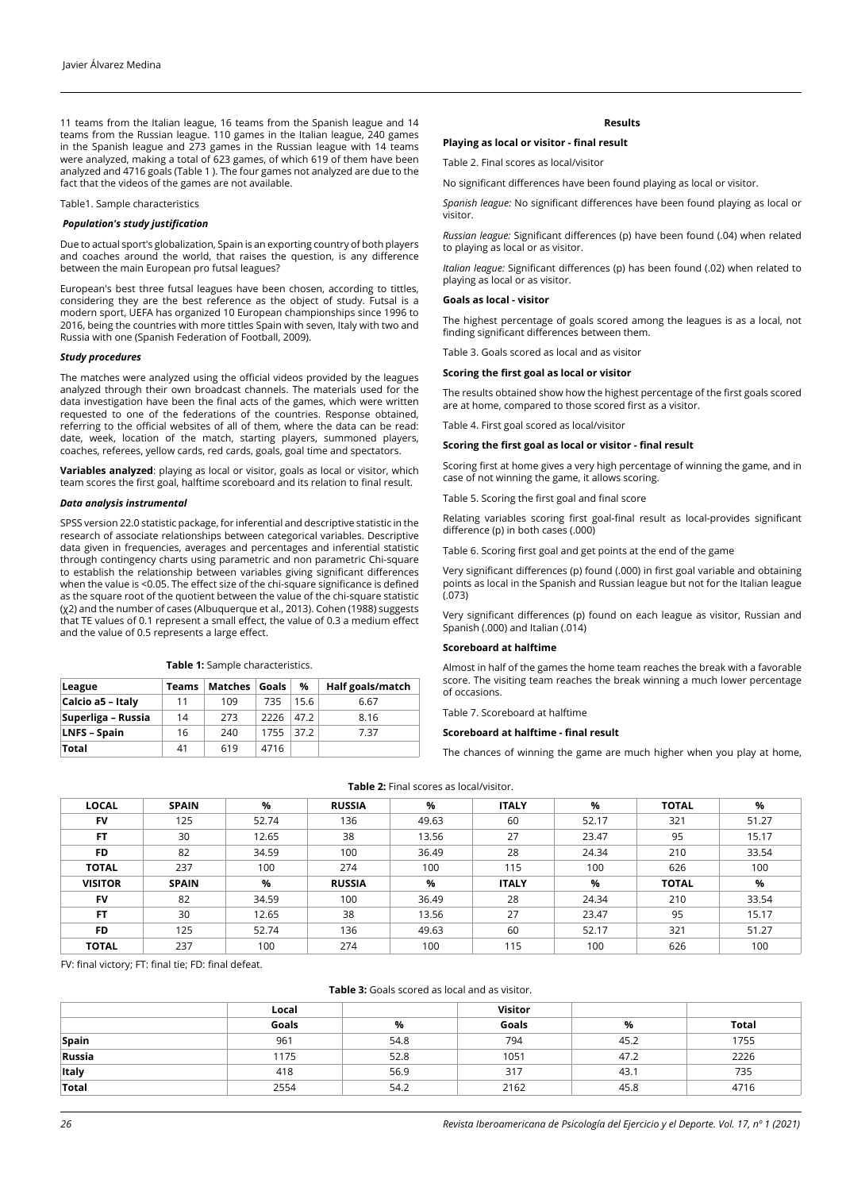11 teams from the Italian league, 16 teams from the Spanish league and 14 teams from the Russian league. 110 games in the Italian league, 240 games in the Spanish league and 273 games in the Russian league with 14 teams were analyzed, making a total of 623 games, of which 619 of them have been analyzed and 4716 goals (Table 1 ). The four games not analyzed are due to the fact that the videos of the games are not available.

Table1. Sample characteristics

***Population's study justification***

Due to actual sport's globalization, Spain is an exporting country of both players and coaches around the world, that raises the question, is any difference between the main European pro futsal leagues?

European's best three futsal leagues have been chosen, according to tittles, considering they are the best reference as the object of study. Futsal is a modern sport, UEFA has organized 10 European championships since 1996 to 2016, being the countries with more tittles Spain with seven, Italy with two and Russia with one (Spanish Federation of Football, 2009).

***Study procedures***

The matches were analyzed using the official videos provided by the leagues analyzed through their own broadcast channels. The materials used for the data investigation have been the final acts of the games, which were written requested to one of the federations of the countries. Response obtained, referring to the official websites of all of them, where the data can be read: date, week, location of the match, starting players, summoned players, coaches, referees, yellow cards, red cards, goals, goal time and spectators.

**Variables analyzed**: playing as local or visitor, goals as local or visitor, which team scores the first goal, halftime scoreboard and its relation to final result.

***Data analysis instrumental***

SPSS version 22.0 statistic package, for inferential and descriptive statistic in the research of associate relationships between categorical variables. Descriptive data given in frequencies, averages and percentages and inferential statistic through contingency charts using parametric and non parametric Chi-square to establish the relationship between variables giving significant differences when the value is <0.05. The effect size of the chi-square significance is defined as the square root of the quotient between the value of the chi-square statistic ($\chi 2$) and the number of cases (Albuquerque et al., 2013). Cohen (1988) suggests that TE values of 0.1 represent a small effect, the value of 0.3 a medium effect and the value of 0.5 represents a large effect.

**Table 1:** Sample characteristics.

| League | Teams | Matches | Goals | % | Half goals/match |
|---|---|---|---|---|---|
| Calcio a5 – Italy | 11 | 109 | 735 | 15.6 | 6.67 |
| Superliga – Russia | 14 | 273 | 2226 | 47.2 | 8.16 |
| LNFS – Spain | 16 | 240 | 1755 | 37.2 | 7.37 |
| Total | 41 | 619 | 4716 | | |

**Results**

**Playing as local or visitor - final result**

Table 2. Final scores as local/visitor

No significant differences have been found playing as local or visitor.

*Spanish league:* No significant differences have been found playing as local or visitor.

*Russian league:* Significant differences (p) have been found (.04) when related to playing as local or as visitor.

*Italian league:* Significant differences (p) has been found (.02) when related to playing as local or as visitor.

**Goals as local - visitor**

The highest percentage of goals scored among the leagues is as a local, not finding significant differences between them.

Table 3. Goals scored as local and as visitor

**Scoring the first goal as local or visitor**

The results obtained show how the highest percentage of the first goals scored are at home, compared to those scored first as a visitor.

Table 4. First goal scored as local/visitor

**Scoring the first goal as local or visitor - final result**

Scoring first at home gives a very high percentage of winning the game, and in case of not winning the game, it allows scoring.

Table 5. Scoring the first goal and final score

Relating variables scoring first goal-final result as local-provides significant difference (p) in both cases (.000)

Table 6. Scoring first goal and get points at the end of the game

Very significant differences (p) found (.000) in first goal variable and obtaining points as local in the Spanish and Russian league but not for the Italian league (.073)

Very significant differences (p) found on each league as visitor, Russian and Spanish (.000) and Italian (.014)

**Scoreboard at halftime**

Almost in half of the games the home team reaches the break with a favorable score. The visiting team reaches the break winning a much lower percentage of occasions.

Table 7. Scoreboard at halftime

**Scoreboard at halftime - final result**

The chances of winning the game are much higher when you play at home,

**Table 2:** Final scores as local/visitor.

| LOCAL | SPAIN | % | RUSSIA | % | ITALY | % | TOTAL | % |
|---|---|---|---|---|---|---|---|---|
| FV | 125 | 52.74 | 136 | 49.63 | 60 | 52.17 | 321 | 51.27 |
| FT | 30 | 12.65 | 38 | 13.56 | 27 | 23.47 | 95 | 15.17 |
| FD | 82 | 34.59 | 100 | 36.49 | 28 | 24.34 | 210 | 33.54 |
| TOTAL | 237 | 100 | 274 | 100 | 115 | 100 | 626 | 100 |
| VISITOR | SPAIN | % | RUSSIA | % | ITALY | % | TOTAL | % |
| FV | 82 | 34.59 | 100 | 36.49 | 28 | 24.34 | 210 | 33.54 |
| FT | 30 | 12.65 | 38 | 13.56 | 27 | 23.47 | 95 | 15.17 |
| FD | 125 | 52.74 | 136 | 49.63 | 60 | 52.17 | 321 | 51.27 |
| TOTAL | 237 | 100 | 274 | 100 | 115 | 100 | 626 | 100 |

FV: final victory; FT: final tie; FD: final defeat.

**Table 3:** Goals scored as local and as visitor.

| | Local | | Visitor | | |
|---|---|---|---|---|---|
| | Goals | % | Goals | % | Total |
| Spain | 961 | 54.8 | 794 | 45.2 | 1755 |
| Russia | 1175 | 52.8 | 1051 | 47.2 | 2226 |
| Italy | 418 | 56.9 | 317 | 43.1 | 735 |
| Total | 2554 | 54.2 | 2162 | 45.8 | 4716 |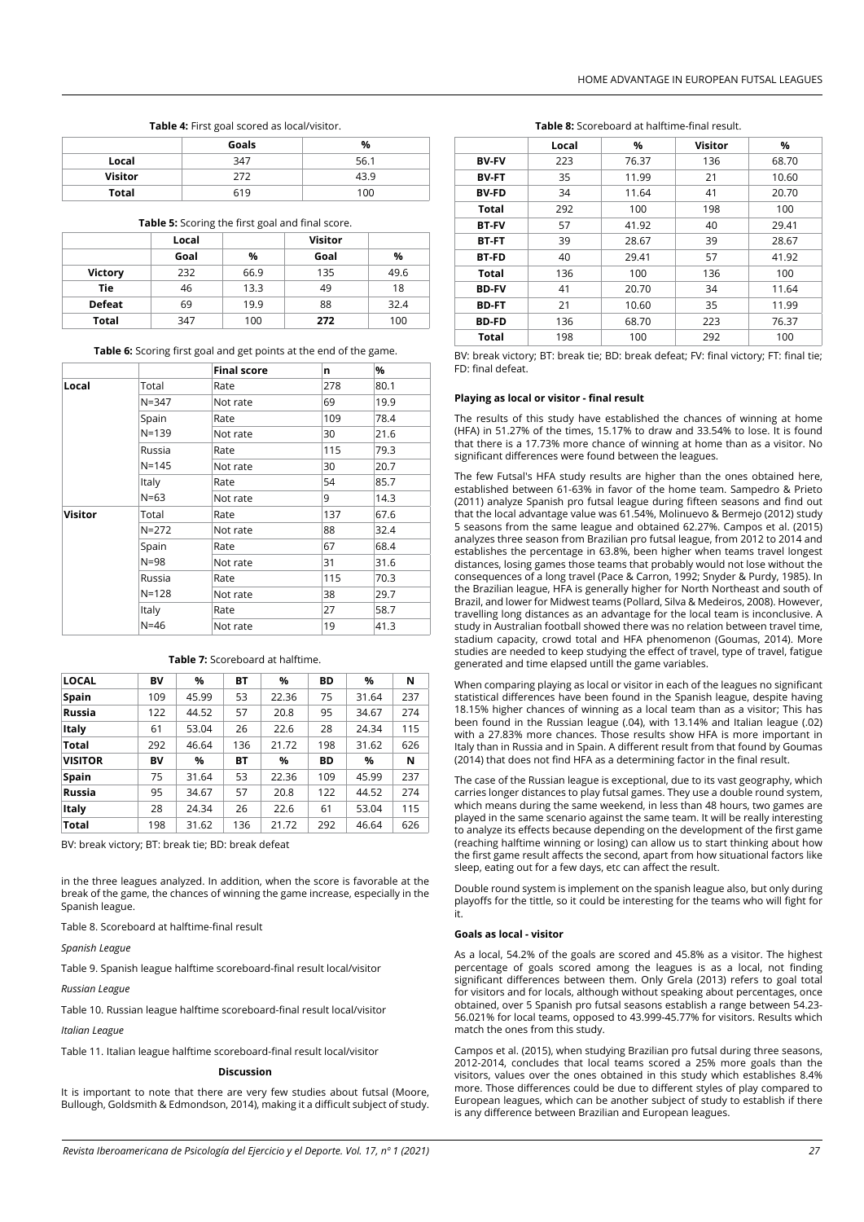**Table 4:** First goal scored as local/visitor.

| | Goals | % |
|---|---|---|
| **Local** | 347 | 56.1 |
| **Visitor** | 272 | 43.9 |
| **Total** | 619 | 100 |

**Table 5:** Scoring the first goal and final score.

| | Local | | Visitor | |
|---|---|---|---|---|
| | **Goal** | **%** | **Goal** | **%** |
| **Victory** | 232 | 66.9 | 135 | 49.6 |
| **Tie** | 46 | 13.3 | 49 | 18 |
| **Defeat** | 69 | 19.9 | 88 | 32.4 |
| **Total** | 347 | 100 | **272** | 100 |

**Table 6:** Scoring first goal and get points at the end of the game.

| | | Final score | n | % |
|---|---|---|---|---|
| **Local** | Total | Rate | 278 | 80.1 |
| | N=347 | Not rate | 69 | 19.9 |
| | Spain | Rate | 109 | 78.4 |
| | N=139 | Not rate | 30 | 21.6 |
| | Russia | Rate | 115 | 79.3 |
| | N=145 | Not rate | 30 | 20.7 |
| | Italy | Rate | 54 | 85.7 |
| | N=63 | Not rate | 9 | 14.3 |
| **Visitor** | Total | Rate | 137 | 67.6 |
| | N=272 | Not rate | 88 | 32.4 |
| | Spain | Rate | 67 | 68.4 |
| | N=98 | Not rate | 31 | 31.6 |
| | Russia | Rate | 115 | 70.3 |
| | N=128 | Not rate | 38 | 29.7 |
| | Italy | Rate | 27 | 58.7 |
| | N=46 | Not rate | 19 | 41.3 |

**Table 7:** Scoreboard at halftime.

| LOCAL | BV | % | BT | % | BD | % | N |
|---|---|---|---|---|---|---|---|
| **Spain** | 109 | 45.99 | 53 | 22.36 | 75 | 31.64 | 237 |
| **Russia** | 122 | 44.52 | 57 | 20.8 | 95 | 34.67 | 274 |
| **Italy** | 61 | 53.04 | 26 | 22.6 | 28 | 24.34 | 115 |
| **Total** | 292 | 46.64 | 136 | 21.72 | 198 | 31.62 | 626 |
| **VISITOR** | **BV** | **%** | **BT** | **%** | **BD** | **%** | **N** |
| **Spain** | 75 | 31.64 | 53 | 22.36 | 109 | 45.99 | 237 |
| **Russia** | 95 | 34.67 | 57 | 20.8 | 122 | 44.52 | 274 |
| **Italy** | 28 | 24.34 | 26 | 22.6 | 61 | 53.04 | 115 |
| **Total** | 198 | 31.62 | 136 | 21.72 | 292 | 46.64 | 626 |

BV: break victory; BT: break tie; BD: break defeat

in the three leagues analyzed. In addition, when the score is favorable at the break of the game, the chances of winning the game increase, especially in the Spanish league.

Table 8. Scoreboard at halftime-final result

*Spanish League*

Table 9. Spanish league halftime scoreboard-final result local/visitor

*Russian League*

Table 10. Russian league halftime scoreboard-final result local/visitor

*Italian League*

Table 11. Italian league halftime scoreboard-final result local/visitor

## Discussion

It is important to note that there are very few studies about futsal (Moore, Bullough, Goldsmith & Edmondson, 2014), making it a difficult subject of study.

**Table 8:** Scoreboard at halftime-final result.

| | Local | % | Visitor | % |
|---|---|---|---|---|
| **BV-FV** | 223 | 76.37 | 136 | 68.70 |
| **BV-FT** | 35 | 11.99 | 21 | 10.60 |
| **BV-FD** | 34 | 11.64 | 41 | 20.70 |
| **Total** | 292 | 100 | 198 | 100 |
| **BT-FV** | 57 | 41.92 | 40 | 29.41 |
| **BT-FT** | 39 | 28.67 | 39 | 28.67 |
| **BT-FD** | 40 | 29.41 | 57 | 41.92 |
| **Total** | 136 | 100 | 136 | 100 |
| **BD-FV** | 41 | 20.70 | 34 | 11.64 |
| **BD-FT** | 21 | 10.60 | 35 | 11.99 |
| **BD-FD** | 136 | 68.70 | 223 | 76.37 |
| **Total** | 198 | 100 | 292 | 100 |

BV: break victory; BT: break tie; BD: break defeat; FV: final victory; FT: final tie; FD: final defeat.

**Playing as local or visitor - final result**

The results of this study have established the chances of winning at home (HFA) in 51.27% of the times, 15.17% to draw and 33.54% to lose. It is found that there is a 17.73% more chance of winning at home than as a visitor. No significant differences were found between the leagues.

The few Futsal's HFA study results are higher than the ones obtained here, established between 61-63% in favor of the home team. Sampedro & Prieto (2011) analyze Spanish pro futsal league during fifteen seasons and find out that the local advantage value was 61.54%, Molinuevo & Bermejo (2012) study 5 seasons from the same league and obtained 62.27%. Campos et al. (2015) analyzes three season from Brazilian pro futsal league, from 2012 to 2014 and establishes the percentage in 63.8%, been higher when teams travel longest distances, losing games those teams that probably would not lose without the consequences of a long travel (Pace & Carron, 1992; Snyder & Purdy, 1985). In the Brazilian league, HFA is generally higher for North Northeast and south of Brazil, and lower for Midwest teams (Pollard, Silva & Medeiros, 2008). However, travelling long distances as an advantage for the local team is inconclusive. A study in Australian football showed there was no relation between travel time, stadium capacity, crowd total and HFA phenomenon (Goumas, 2014). More studies are needed to keep studying the effect of travel, type of travel, fatigue generated and time elapsed untill the game variables.

When comparing playing as local or visitor in each of the leagues no significant statistical differences have been found in the Spanish league, despite having 18.15% higher chances of winning as a local team than as a visitor; This has been found in the Russian league (.04), with 13.14% and Italian league (.02) with a 27.83% more chances. Those results show HFA is more important in Italy than in Russia and in Spain. A different result from that found by Goumas (2014) that does not find HFA as a determining factor in the final result.

The case of the Russian league is exceptional, due to its vast geography, which carries longer distances to play futsal games. They use a double round system, which means during the same weekend, in less than 48 hours, two games are played in the same scenario against the same team. It will be really interesting to analyze its effects because depending on the development of the first game (reaching halftime winning or losing) can allow us to start thinking about how the first game result affects the second, apart from how situational factors like sleep, eating out for a few days, etc can affect the result.

Double round system is implement on the spanish league also, but only during playoffs for the tittle, so it could be interesting for the teams who will fight for it.

**Goals as local - visitor**

As a local, 54.2% of the goals are scored and 45.8% as a visitor. The highest percentage of goals scored among the leagues is as a local, not finding significant differences between them. Only Grela (2013) refers to goal total for visitors and for locals, although without speaking about percentages, once obtained, over 5 Spanish pro futsal seasons establish a range between 54.23-56.021% for local teams, opposed to 43.999-45.77% for visitors. Results which match the ones from this study.

Campos et al. (2015), when studying Brazilian pro futsal during three seasons, 2012-2014, concludes that local teams scored a 25% more goals than the visitors, values over the ones obtained in this study which establishes 8.4% more. Those differences could be due to different styles of play compared to European leagues, which can be another subject of study to establish if there is any difference between Brazilian and European leagues.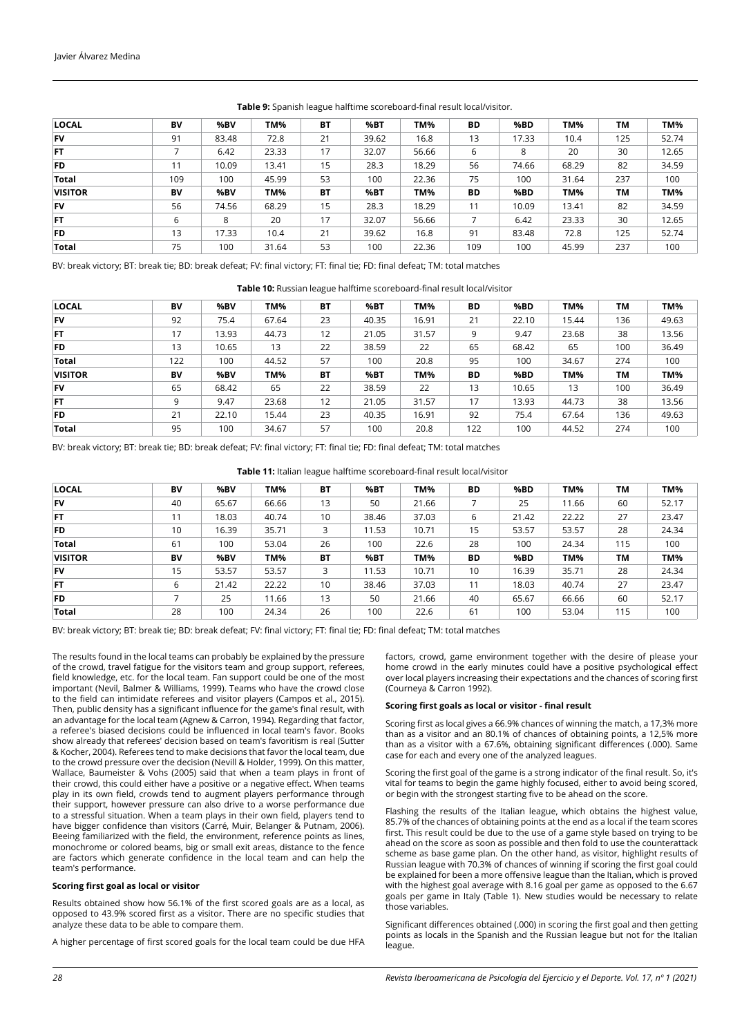**Table 9:** Spanish league halftime scoreboard-final result local/visitor.

| LOCAL | BV | %BV | TM% | BT | %BT | TM% | BD | %BD | TM% | TM | TM% |
|---|---|---|---|---|---|---|---|---|---|---|---|
| FV | 91 | 83.48 | 72.8 | 21 | 39.62 | 16.8 | 13 | 17.33 | 10.4 | 125 | 52.74 |
| FT | 7 | 6.42 | 23.33 | 17 | 32.07 | 56.66 | 6 | 8 | 20 | 30 | 12.65 |
| FD | 11 | 10.09 | 13.41 | 15 | 28.3 | 18.29 | 56 | 74.66 | 68.29 | 82 | 34.59 |
| Total | 109 | 100 | 45.99 | 53 | 100 | 22.36 | 75 | 100 | 31.64 | 237 | 100 |
| VISITOR | BV | %BV | TM% | BT | %BT | TM% | BD | %BD | TM% | TM | TM% |
| FV | 56 | 74.56 | 68.29 | 15 | 28.3 | 18.29 | 11 | 10.09 | 13.41 | 82 | 34.59 |
| FT | 6 | 8 | 20 | 17 | 32.07 | 56.66 | 7 | 6.42 | 23.33 | 30 | 12.65 |
| FD | 13 | 17.33 | 10.4 | 21 | 39.62 | 16.8 | 91 | 83.48 | 72.8 | 125 | 52.74 |
| Total | 75 | 100 | 31.64 | 53 | 100 | 22.36 | 109 | 100 | 45.99 | 237 | 100 |

BV: break victory; BT: break tie; BD: break defeat; FV: final victory; FT: final tie; FD: final defeat; TM: total matches

**Table 10:** Russian league halftime scoreboard-final result local/visitor

| LOCAL | BV | %BV | TM% | BT | %BT | TM% | BD | %BD | TM% | TM | TM% |
|---|---|---|---|---|---|---|---|---|---|---|---|
| FV | 92 | 75.4 | 67.64 | 23 | 40.35 | 16.91 | 21 | 22.10 | 15.44 | 136 | 49.63 |
| FT | 17 | 13.93 | 44.73 | 12 | 21.05 | 31.57 | 9 | 9.47 | 23.68 | 38 | 13.56 |
| FD | 13 | 10.65 | 13 | 22 | 38.59 | 22 | 65 | 68.42 | 65 | 100 | 36.49 |
| Total | 122 | 100 | 44.52 | 57 | 100 | 20.8 | 95 | 100 | 34.67 | 274 | 100 |
| VISITOR | BV | %BV | TM% | BT | %BT | TM% | BD | %BD | TM% | TM | TM% |
| FV | 65 | 68.42 | 65 | 22 | 38.59 | 22 | 13 | 10.65 | 13 | 100 | 36.49 |
| FT | 9 | 9.47 | 23.68 | 12 | 21.05 | 31.57 | 17 | 13.93 | 44.73 | 38 | 13.56 |
| FD | 21 | 22.10 | 15.44 | 23 | 40.35 | 16.91 | 92 | 75.4 | 67.64 | 136 | 49.63 |
| Total | 95 | 100 | 34.67 | 57 | 100 | 20.8 | 122 | 100 | 44.52 | 274 | 100 |

BV: break victory; BT: break tie; BD: break defeat; FV: final victory; FT: final tie; FD: final defeat; TM: total matches

**Table 11:** Italian league halftime scoreboard-final result local/visitor

| LOCAL | BV | %BV | TM% | BT | %BT | TM% | BD | %BD | TM% | TM | TM% |
|---|---|---|---|---|---|---|---|---|---|---|---|
| FV | 40 | 65.67 | 66.66 | 13 | 50 | 21.66 | 7 | 25 | 11.66 | 60 | 52.17 |
| FT | 11 | 18.03 | 40.74 | 10 | 38.46 | 37.03 | 6 | 21.42 | 22.22 | 27 | 23.47 |
| FD | 10 | 16.39 | 35.71 | 3 | 11.53 | 10.71 | 15 | 53.57 | 53.57 | 28 | 24.34 |
| Total | 61 | 100 | 53.04 | 26 | 100 | 22.6 | 28 | 100 | 24.34 | 115 | 100 |
| VISITOR | BV | %BV | TM% | BT | %BT | TM% | BD | %BD | TM% | TM | TM% |
| FV | 15 | 53.57 | 53.57 | 3 | 11.53 | 10.71 | 10 | 16.39 | 35.71 | 28 | 24.34 |
| FT | 6 | 21.42 | 22.22 | 10 | 38.46 | 37.03 | 11 | 18.03 | 40.74 | 27 | 23.47 |
| FD | 7 | 25 | 11.66 | 13 | 50 | 21.66 | 40 | 65.67 | 66.66 | 60 | 52.17 |
| Total | 28 | 100 | 24.34 | 26 | 100 | 22.6 | 61 | 100 | 53.04 | 115 | 100 |

BV: break victory; BT: break tie; BD: break defeat; FV: final victory; FT: final tie; FD: final defeat; TM: total matches

The results found in the local teams can probably be explained by the pressure of the crowd, travel fatigue for the visitors team and group support, referees, field knowledge, etc. for the local team. Fan support could be one of the most important (Nevil, Balmer & Williams, 1999). Teams who have the crowd close to the field can intimidate referees and visitor players (Campos et al., 2015). Then, public density has a significant influence for the game's final result, with an advantage for the local team (Agnew & Carron, 1994). Regarding that factor, a referee's biased decisions could be influenced in local team's favor. Books show already that referees' decision based on team's favoritism is real (Sutter & Kocher, 2004). Referees tend to make decisions that favor the local team, due to the crowd pressure over the decision (Nevill & Holder, 1999). On this matter, Wallace, Baumeister & Vohs (2005) said that when a team plays in front of their crowd, this could either have a positive or a negative effect. When teams play in its own field, crowds tend to augment players performance through their support, however pressure can also drive to a worse performance due to a stressful situation. When a team plays in their own field, players tend to have bigger confidence than visitors (Carré, Muir, Belanger & Putnam, 2006). Beeing familiarized with the field, the environment, reference points as lines, monochrome or colored beams, big or small exit areas, distance to the fence are factors which generate confidence in the local team and can help the team's performance.

**Scoring first goal as local or visitor**

Results obtained show how 56.1% of the first scored goals are as a local, as opposed to 43.9% scored first as a visitor. There are no specific studies that analyze these data to be able to compare them.

A higher percentage of first scored goals for the local team could be due HFA factors, crowd, game environment together with the desire of please your home crowd in the early minutes could have a positive psychological effect over local players increasing their expectations and the chances of scoring first (Courneya & Carron 1992).

**Scoring first goals as local or visitor - final result**

Scoring first as local gives a 66.9% chances of winning the match, a 17,3% more than as a visitor and an 80.1% of chances of obtaining points, a 12,5% more than as a visitor with a 67.6%, obtaining significant differences (.000). Same case for each and every one of the analyzed leagues.

Scoring the first goal of the game is a strong indicator of the final result. So, it's vital for teams to begin the game highly focused, either to avoid being scored, or begin with the strongest starting five to be ahead on the score.

Flashing the results of the Italian league, which obtains the highest value, 85.7% of the chances of obtaining points at the end as a local if the team scores first. This result could be due to the use of a game style based on trying to be ahead on the score as soon as possible and then fold to use the counterattack scheme as base game plan. On the other hand, as visitor, highlight results of Russian league with 70.3% of chances of winning if scoring the first goal could be explained for been a more offensive league than the Italian, which is proved with the highest goal average with 8.16 goal per game as opposed to the 6.67 goals per game in Italy (Table 1). New studies would be necessary to relate those variables.

Significant differences obtained (.000) in scoring the first goal and then getting points as locals in the Spanish and the Russian league but not for the Italian league.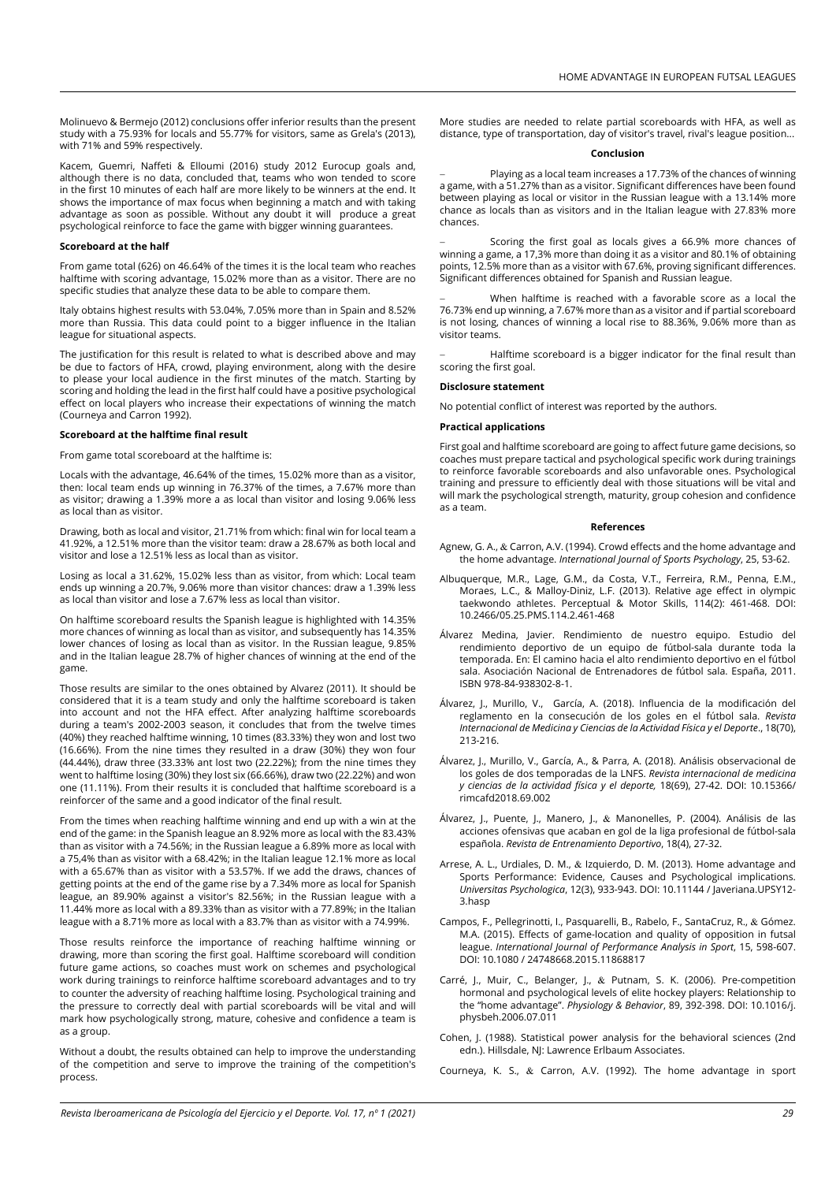Molinuevo & Bermejo (2012) conclusions offer inferior results than the present study with a 75.93% for locals and 55.77% for visitors, same as Grela's (2013), with 71% and 59% respectively.

Kacem, Guemri, Naffeti & Elloumi (2016) study 2012 Eurocup goals and, although there is no data, concluded that, teams who won tended to score in the first 10 minutes of each half are more likely to be winners at the end. It shows the importance of max focus when beginning a match and with taking advantage as soon as possible. Without any doubt it will produce a great psychological reinforce to face the game with bigger winning guarantees.

**Scoreboard at the half**

From game total (626) on 46.64% of the times it is the local team who reaches halftime with scoring advantage, 15.02% more than as a visitor. There are no specific studies that analyze these data to be able to compare them.

Italy obtains highest results with 53.04%, 7.05% more than in Spain and 8.52% more than Russia. This data could point to a bigger influence in the Italian league for situational aspects.

The justification for this result is related to what is described above and may be due to factors of HFA, crowd, playing environment, along with the desire to please your local audience in the first minutes of the match. Starting by scoring and holding the lead in the first half could have a positive psychological effect on local players who increase their expectations of winning the match (Courneya and Carron 1992).

**Scoreboard at the halftime final result**

From game total scoreboard at the halftime is:

Locals with the advantage, 46.64% of the times, 15.02% more than as a visitor, then: local team ends up winning in 76.37% of the times, a 7.67% more than as visitor; drawing a 1.39% more a as local than visitor and losing 9.06% less as local than as visitor.

Drawing, both as local and visitor, 21.71% from which: final win for local team a 41.92%, a 12.51% more than the visitor team: draw a 28.67% as both local and visitor and lose a 12.51% less as local than a visitor.

Losing as local a 31.62%, 15.02% less than as visitor, from which: Local team ends up winning a 20.7%, 9.06% more than visitor chances: draw a 1.39% less as local than visitor and lose a 7.67% less as local than visitor.

On halftime scoreboard results the Spanish league is highlighted with 14.35% more chances of winning as local than as visitor, and subsequently has 14.35% lower chances of losing as local than as visitor. In the Russian league, 9.85% and in the Italian league 28.7% of higher chances of winning at the end of the game.

Those results are similar to the ones obtained by Alvarez (2011). It should be considered that it is a team study and only the halftime scoreboard is taken into account and not the HFA effect. After analyzing halftime scoreboards during a team's 2002-2003 season, it concludes that from the twelve times (40%) they reached halftime winning, 10 times (83.33%) they won and lost two (16.66%). From the nine times they resulted in a draw (30%) they won four (44.44%), draw three (33.33% ant lost two (22.22%); from the nine times they went to halftime losing (30%) they lost six (66.66%), draw two (22.22%) and won one (11.11%). From their results it is concluded that halftime scoreboard is a reinforcer of the same and a good indicator of the final result.

From the times when reaching halftime winning and end up with a win at the end of the game: in the Spanish league an 8.92% more as local with the 83.43% than as visitor with a 74.56%; in the Russian league a 6.89% more as local with a 75,4% than as visitor with a 68.42%; in the Italian league 12.1% more as local with a 65.67% than as visitor with a 53.57%. If we add the draws, chances of getting points at the end of the game rise by a 7.34% more as local for Spanish league, an 89.90% against a visitor's 82.56%; in the Russian league with a 11.44% more as local with a 89.33% than as visitor with a 77.89%; in the Italian league with a 8.71% more as local with a 83.7% than as visitor with a 74.99%.

Those results reinforce the importance of reaching halftime winning or drawing, more than scoring the first goal. Halftime scoreboard will condition future game actions, so coaches must work on schemes and psychological work during trainings to reinforce halftime scoreboard advantages and to try to counter the adversity of reaching halftime losing. Psychological training and the pressure to correctly deal with partial scoreboards will be vital and will mark how psychologically strong, mature, cohesive and confidence a team is as a group.

Without a doubt, the results obtained can help to improve the understanding of the competition and serve to improve the training of the competition's process.

More studies are needed to relate partial scoreboards with HFA, as well as distance, type of transportation, day of visitor's travel, rival's league position...

**Conclusion**

– Playing as a local team increases a 17.73% of the chances of winning a game, with a 51.27% than as a visitor. Significant differences have been found between playing as local or visitor in the Russian league with a 13.14% more chance as locals than as visitors and in the Italian league with 27.83% more chances.

– Scoring the first goal as locals gives a 66.9% more chances of winning a game, a 17,3% more than doing it as a visitor and 80.1% of obtaining points, 12.5% more than as a visitor with 67.6%, proving significant differences. Significant differences obtained for Spanish and Russian league.

– When halftime is reached with a favorable score as a local the 76.73% end up winning, a 7.67% more than as a visitor and if partial scoreboard is not losing, chances of winning a local rise to 88.36%, 9.06% more than as visitor teams.

– Halftime scoreboard is a bigger indicator for the final result than scoring the first goal.

**Disclosure statement**

No potential conflict of interest was reported by the authors.

**Practical applications**

First goal and halftime scoreboard are going to affect future game decisions, so coaches must prepare tactical and psychological specific work during trainings to reinforce favorable scoreboards and also unfavorable ones. Psychological training and pressure to efficiently deal with those situations will be vital and will mark the psychological strength, maturity, group cohesion and confidence as a team.

**References**

Agnew, G. A., & Carron, A.V. (1994). Crowd effects and the home advantage and the home advantage. *International Journal of Sports Psychology*, 25, 53-62.

Albuquerque, M.R., Lage, G.M., da Costa, V.T., Ferreira, R.M., Penna, E.M., Moraes, L.C., & Malloy-Diniz, L.F. (2013). Relative age effect in olympic taekwondo athletes. Perceptual & Motor Skills, 114(2): 461-468. DOI: 10.2466/05.25.PMS.114.2.461-468

Álvarez Medina, Javier. Rendimiento de nuestro equipo. Estudio del rendimiento deportivo de un equipo de fútbol-sala durante toda la temporada. En: El camino hacia el alto rendimiento deportivo en el fútbol sala. Asociación Nacional de Entrenadores de fútbol sala. España, 2011. ISBN 978-84-938302-8-1.

Álvarez, J., Murillo, V., García, A. (2018). Influencia de la modificación del reglamento en la consecución de los goles en el fútbol sala. *Revista Internacional de Medicina y Ciencias de la Actividad Física y el Deporte*., 18(70), 213-216.

Álvarez, J., Murillo, V., García, A., & Parra, A. (2018). Análisis observacional de los goles de dos temporadas de la LNFS. *Revista internacional de medicina y ciencias de la actividad física y el deporte,* 18(69), 27-42. DOI: 10.15366/rimcafd2018.69.002

Álvarez, J., Puente, J., Manero, J., & Manonelles, P. (2004). Análisis de las acciones ofensivas que acaban en gol de la liga profesional de fútbol-sala española. *Revista de Entrenamiento Deportivo*, 18(4), 27-32.

Arrese, A. L., Urdiales, D. M., & Izquierdo, D. M. (2013). Home advantage and Sports Performance: Evidence, Causes and Psychological implications. *Universitas Psychologica*, 12(3), 933-943. DOI: 10.11144 / Javeriana.UPSY12-3.hasp

Campos, F., Pellegrinotti, I., Pasquarelli, B., Rabelo, F., SantaCruz, R., & Gómez. M.A. (2015). Effects of game-location and quality of opposition in futsal league. *International Journal of Performance Analysis in Sport*, 15, 598-607. DOI: 10.1080 / 24748668.2015.11868817

Carré, J., Muir, C., Belanger, J., & Putnam, S. K. (2006). Pre-competition hormonal and psychological levels of elite hockey players: Relationship to the "home advantage". *Physiology & Behavior*, 89, 392-398. DOI: 10.1016/j.physbeh.2006.07.011

Cohen, J. (1988). Statistical power analysis for the behavioral sciences (2nd edn.). Hillsdale, NJ: Lawrence Erlbaum Associates.

Courneya, K. S., & Carron, A.V. (1992). The home advantage in sport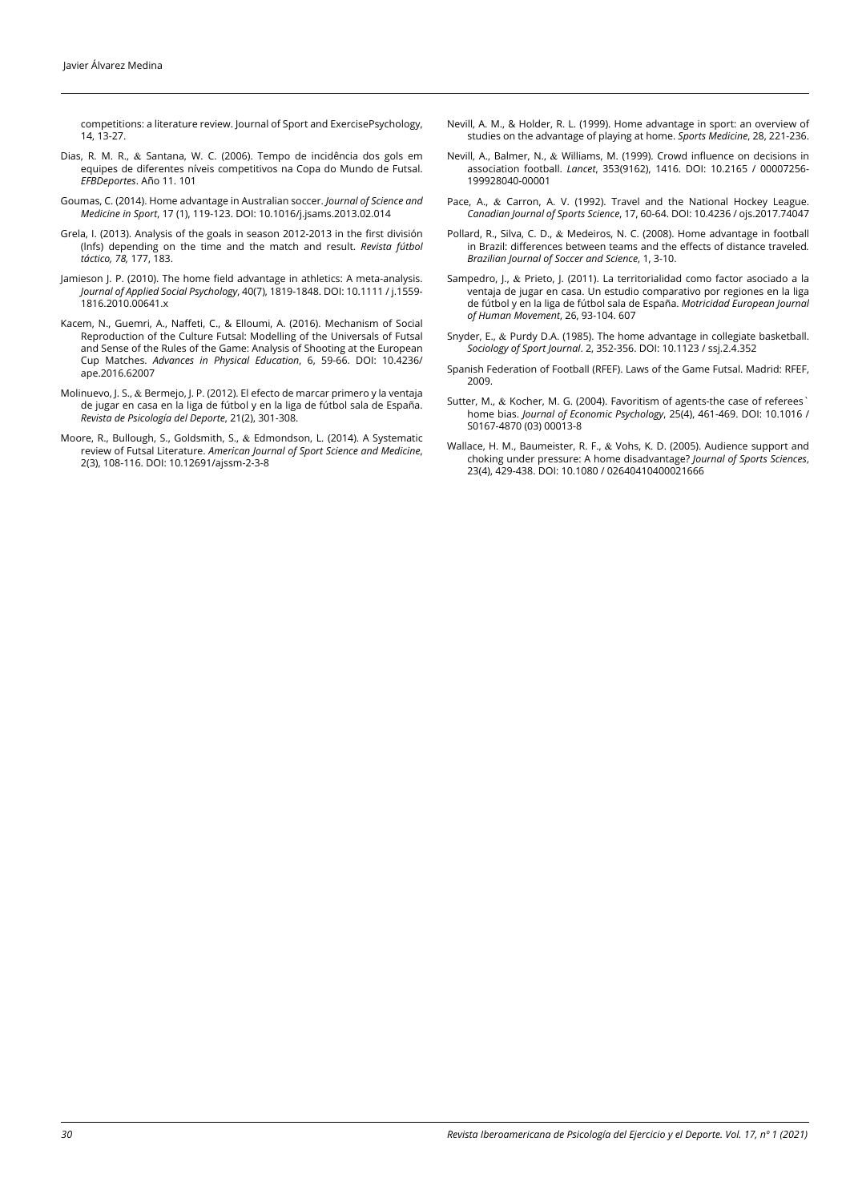competitions: a literature review. Journal of Sport and ExercisePsychology, 14, 13-27.

Dias, R. M. R., & Santana, W. C. (2006). Tempo de incidência dos gols em equipes de diferentes níveis competitivos na Copa do Mundo de Futsal. *EFBDeportes*. Año 11. 101

Goumas, C. (2014). Home advantage in Australian soccer. *Journal of Science and Medicine in Sport*, 17 (1), 119-123. DOI: 10.1016/j.jsams.2013.02.014

Grela, I. (2013). Analysis of the goals in season 2012-2013 in the first división (lnfs) depending on the time and the match and result. *Revista fútbol táctico, 78,* 177, 183.

Jamieson J. P. (2010). The home field advantage in athletics: A meta-analysis. *Journal of Applied Social Psychology*, 40(7), 1819-1848. DOI: 10.1111 / j.1559-1816.2010.00641.x

Kacem, N., Guemri, A., Naffeti, C., & Elloumi, A. (2016). Mechanism of Social Reproduction of the Culture Futsal: Modelling of the Universals of Futsal and Sense of the Rules of the Game: Analysis of Shooting at the European Cup Matches. *Advances in Physical Education*, 6, 59-66. DOI: 10.4236/ape.2016.62007

Molinuevo, J. S., & Bermejo, J. P. (2012). El efecto de marcar primero y la ventaja de jugar en casa en la liga de fútbol y en la liga de fútbol sala de España. *Revista de Psicología del Deporte*, 21(2), 301-308.

Moore, R., Bullough, S., Goldsmith, S., & Edmondson, L. (2014). A Systematic review of Futsal Literature. *American Journal of Sport Science and Medicine*, 2(3), 108-116. DOI: 10.12691/ajssm-2-3-8

Nevill, A. M., & Holder, R. L. (1999). Home advantage in sport: an overview of studies on the advantage of playing at home. *Sports Medicine*, 28, 221-236.

Nevill, A., Balmer, N., & Williams, M. (1999). Crowd influence on decisions in association football. *Lancet*, 353(9162), 1416. DOI: 10.2165 / 00007256-199928040-00001

Pace, A., & Carron, A. V. (1992). Travel and the National Hockey League. *Canadian Journal of Sports Science*, 17, 60-64. DOI: 10.4236 / ojs.2017.74047

Pollard, R., Silva, C. D., & Medeiros, N. C. (2008). Home advantage in football in Brazil: differences between teams and the effects of distance traveled*. Brazilian Journal of Soccer and Science*, 1, 3-10.

Sampedro, J., & Prieto, J. (2011). La territorialidad como factor asociado a la ventaja de jugar en casa. Un estudio comparativo por regiones en la liga de fútbol y en la liga de fútbol sala de España. *Motricidad European Journal of Human Movement*, 26, 93-104. 607

Snyder, E., & Purdy D.A. (1985). The home advantage in collegiate basketball. *Sociology of Sport Journal*. 2, 352-356. DOI: 10.1123 / ssj.2.4.352

Spanish Federation of Football (RFEF). Laws of the Game Futsal. Madrid: RFEF, 2009.

Sutter, M., & Kocher, M. G. (2004). Favoritism of agents-the case of referees` home bias. *Journal of Economic Psychology*, 25(4), 461-469. DOI: 10.1016 / S0167-4870 (03) 00013-8

Wallace, H. M., Baumeister, R. F., & Vohs, K. D. (2005). Audience support and choking under pressure: A home disadvantage? *Journal of Sports Sciences*, 23(4), 429-438. DOI: 10.1080 / 02640410400021666